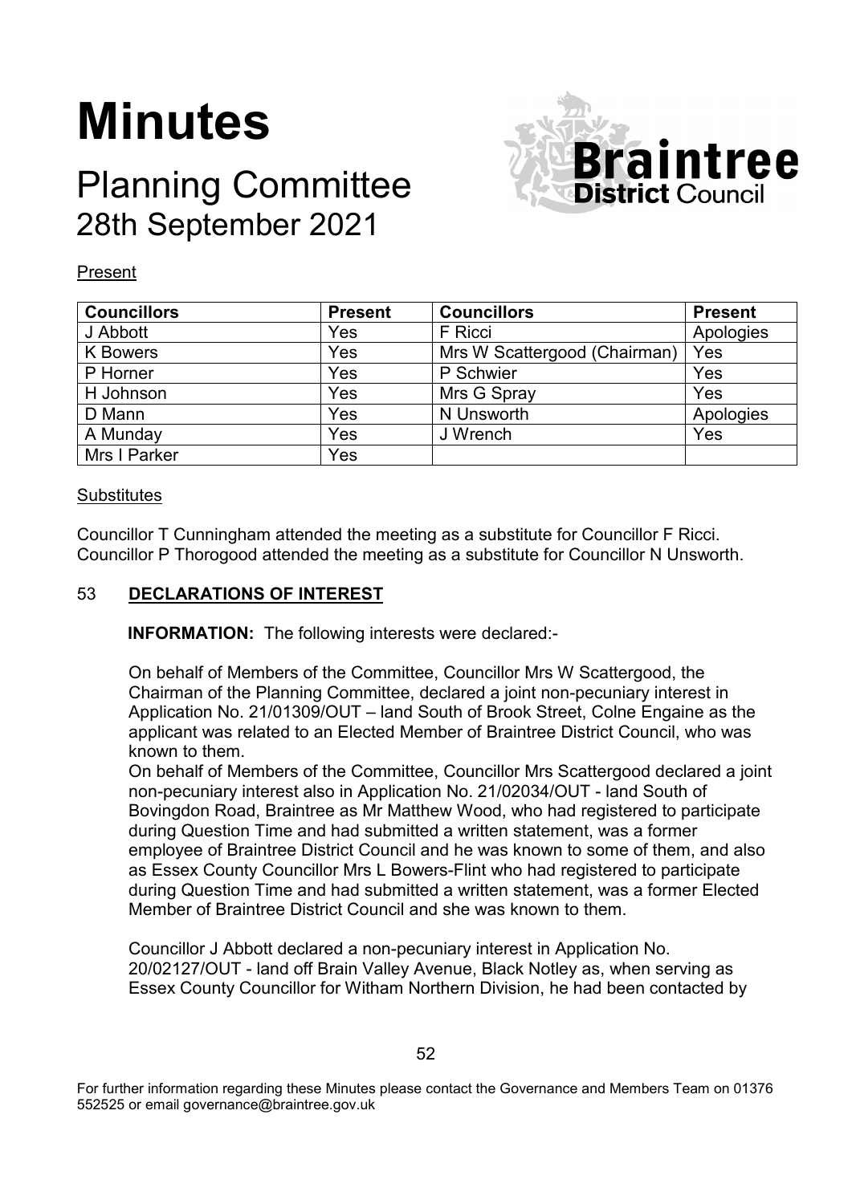# Minutes

## Planning Committee
## 28th September 2021

Present

| Councillors | Present | Councillors | Present |
|---|---|---|---|
| J Abbott | Yes | F Ricci | Apologies |
| K Bowers | Yes | Mrs W Scattergood (Chairman) | Yes |
| P Horner | Yes | P Schwier | Yes |
| H Johnson | Yes | Mrs G Spray | Yes |
| D Mann | Yes | N Unsworth | Apologies |
| A Munday | Yes | J Wrench | Yes |
| Mrs I Parker | Yes | | |

Substitutes

Councillor T Cunningham attended the meeting as a substitute for Councillor F Ricci.
Councillor P Thorogood attended the meeting as a substitute for Councillor N Unsworth.

### 53 **DECLARATIONS OF INTEREST**

**INFORMATION:** The following interests were declared:-

On behalf of Members of the Committee, Councillor Mrs W Scattergood, the Chairman of the Planning Committee, declared a joint non-pecuniary interest in Application No. 21/01309/OUT – land South of Brook Street, Colne Engaine as the applicant was related to an Elected Member of Braintree District Council, who was known to them.
On behalf of Members of the Committee, Councillor Mrs Scattergood declared a joint non-pecuniary interest also in Application No. 21/02034/OUT - land South of Bovingdon Road, Braintree as Mr Matthew Wood, who had registered to participate during Question Time and had submitted a written statement, was a former employee of Braintree District Council and he was known to some of them, and also as Essex County Councillor Mrs L Bowers-Flint who had registered to participate during Question Time and had submitted a written statement, was a former Elected Member of Braintree District Council and she was known to them.

Councillor J Abbott declared a non-pecuniary interest in Application No. 20/02127/OUT - land off Brain Valley Avenue, Black Notley as, when serving as Essex County Councillor for Witham Northern Division, he had been contacted by

For further information regarding these Minutes please contact the Governance and Members Team on 01376 552525 or email governance@braintree.gov.uk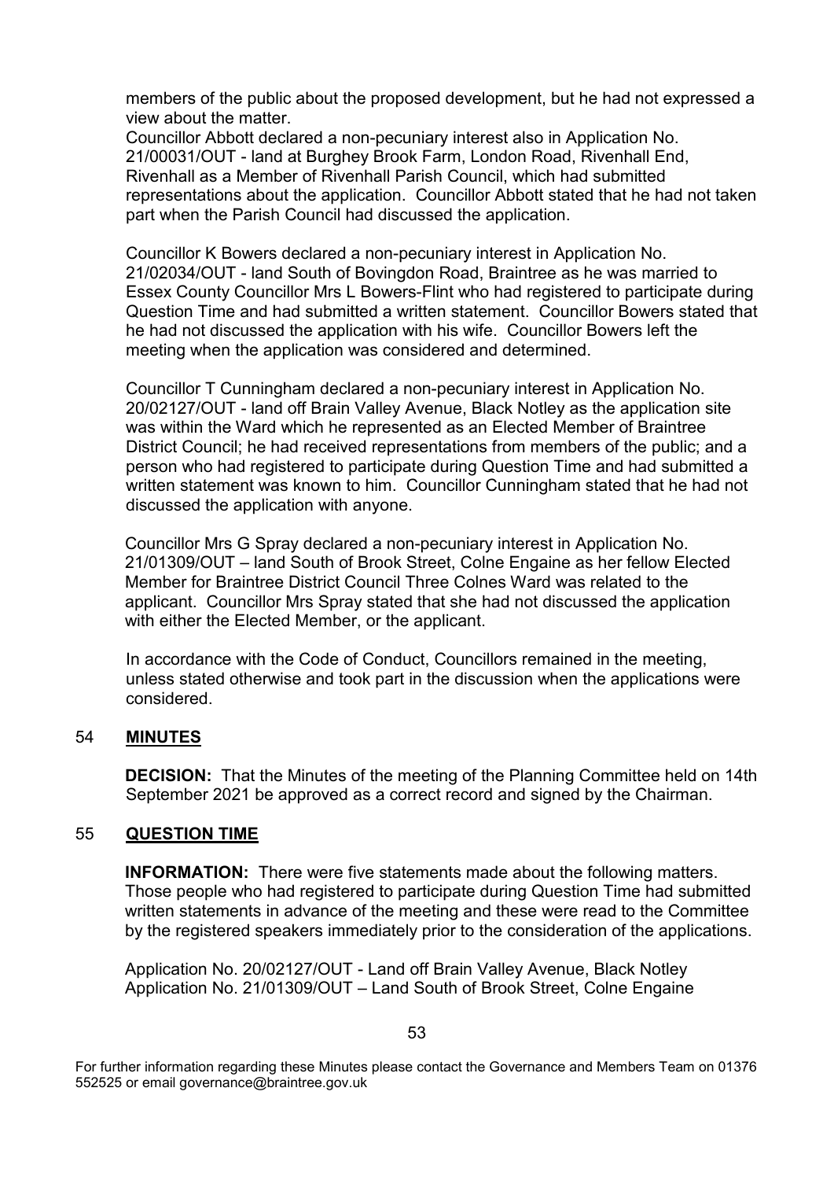members of the public about the proposed development, but he had not expressed a view about the matter.
Councillor Abbott declared a non-pecuniary interest also in Application No. 21/00031/OUT - land at Burghey Brook Farm, London Road, Rivenhall End, Rivenhall as a Member of Rivenhall Parish Council, which had submitted representations about the application. Councillor Abbott stated that he had not taken part when the Parish Council had discussed the application.

Councillor K Bowers declared a non-pecuniary interest in Application No. 21/02034/OUT - land South of Bovingdon Road, Braintree as he was married to Essex County Councillor Mrs L Bowers-Flint who had registered to participate during Question Time and had submitted a written statement. Councillor Bowers stated that he had not discussed the application with his wife. Councillor Bowers left the meeting when the application was considered and determined.

Councillor T Cunningham declared a non-pecuniary interest in Application No. 20/02127/OUT - land off Brain Valley Avenue, Black Notley as the application site was within the Ward which he represented as an Elected Member of Braintree District Council; he had received representations from members of the public; and a person who had registered to participate during Question Time and had submitted a written statement was known to him. Councillor Cunningham stated that he had not discussed the application with anyone.

Councillor Mrs G Spray declared a non-pecuniary interest in Application No. 21/01309/OUT – land South of Brook Street, Colne Engaine as her fellow Elected Member for Braintree District Council Three Colnes Ward was related to the applicant. Councillor Mrs Spray stated that she had not discussed the application with either the Elected Member, or the applicant.

In accordance with the Code of Conduct, Councillors remained in the meeting, unless stated otherwise and took part in the discussion when the applications were considered.

## 54 **MINUTES**

**DECISION:** That the Minutes of the meeting of the Planning Committee held on 14th September 2021 be approved as a correct record and signed by the Chairman.

## 55 **QUESTION TIME**

**INFORMATION:** There were five statements made about the following matters. Those people who had registered to participate during Question Time had submitted written statements in advance of the meeting and these were read to the Committee by the registered speakers immediately prior to the consideration of the applications.

Application No. 20/02127/OUT - Land off Brain Valley Avenue, Black Notley
Application No. 21/01309/OUT – Land South of Brook Street, Colne Engaine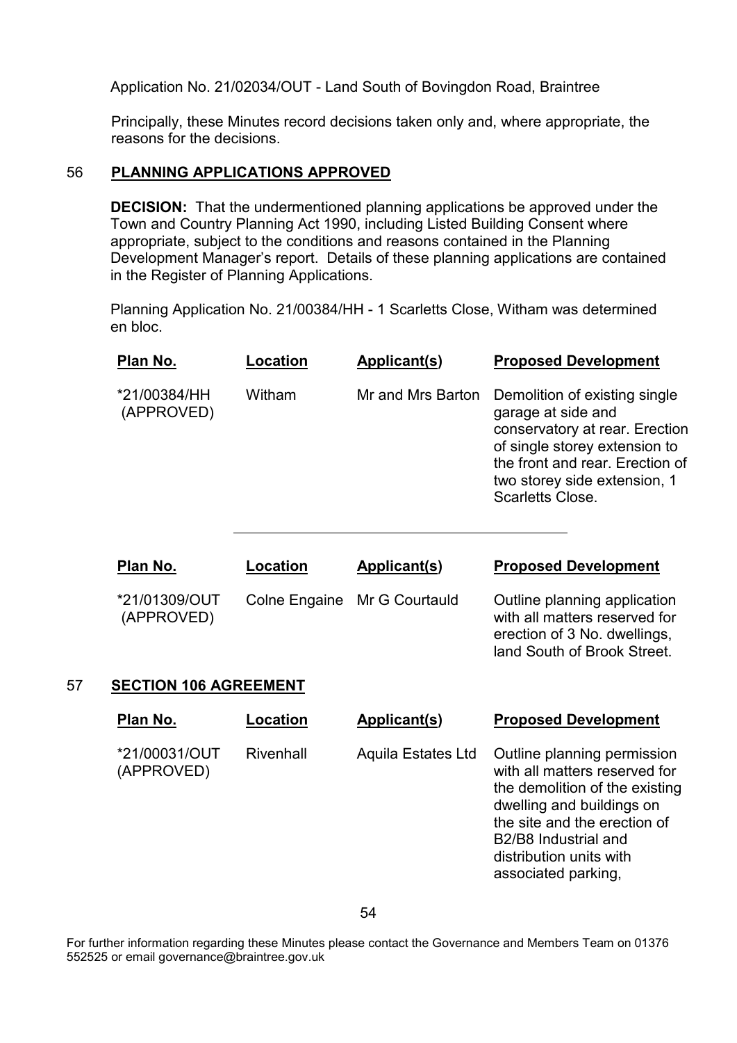Application No. 21/02034/OUT - Land South of Bovingdon Road, Braintree

Principally, these Minutes record decisions taken only and, where appropriate, the reasons for the decisions.

## 56 PLANNING APPLICATIONS APPROVED

**DECISION:** That the undermentioned planning applications be approved under the Town and Country Planning Act 1990, including Listed Building Consent where appropriate, subject to the conditions and reasons contained in the Planning Development Manager's report. Details of these planning applications are contained in the Register of Planning Applications.

Planning Application No. 21/00384/HH - 1 Scarletts Close, Witham was determined en bloc.

| Plan No. | Location | Applicant(s) | Proposed Development |
|---|---|---|---|
| *21/00384/HH (APPROVED) | Witham | Mr and Mrs Barton | Demolition of existing single garage at side and conservatory at rear. Erection of single storey extension to the front and rear. Erection of two storey side extension, 1 Scarletts Close. |

---

| Plan No. | Location | Applicant(s) | Proposed Development |
|---|---|---|---|
| *21/01309/OUT (APPROVED) | Colne Engaine | Mr G Courtauld | Outline planning application with all matters reserved for erection of 3 No. dwellings, land South of Brook Street. |

## 57 SECTION 106 AGREEMENT

| Plan No. | Location | Applicant(s) | Proposed Development |
|---|---|---|---|
| *21/00031/OUT (APPROVED) | Rivenhall | Aquila Estates Ltd | Outline planning permission with all matters reserved for the demolition of the existing dwelling and buildings on the site and the erection of B2/B8 Industrial and distribution units with associated parking, |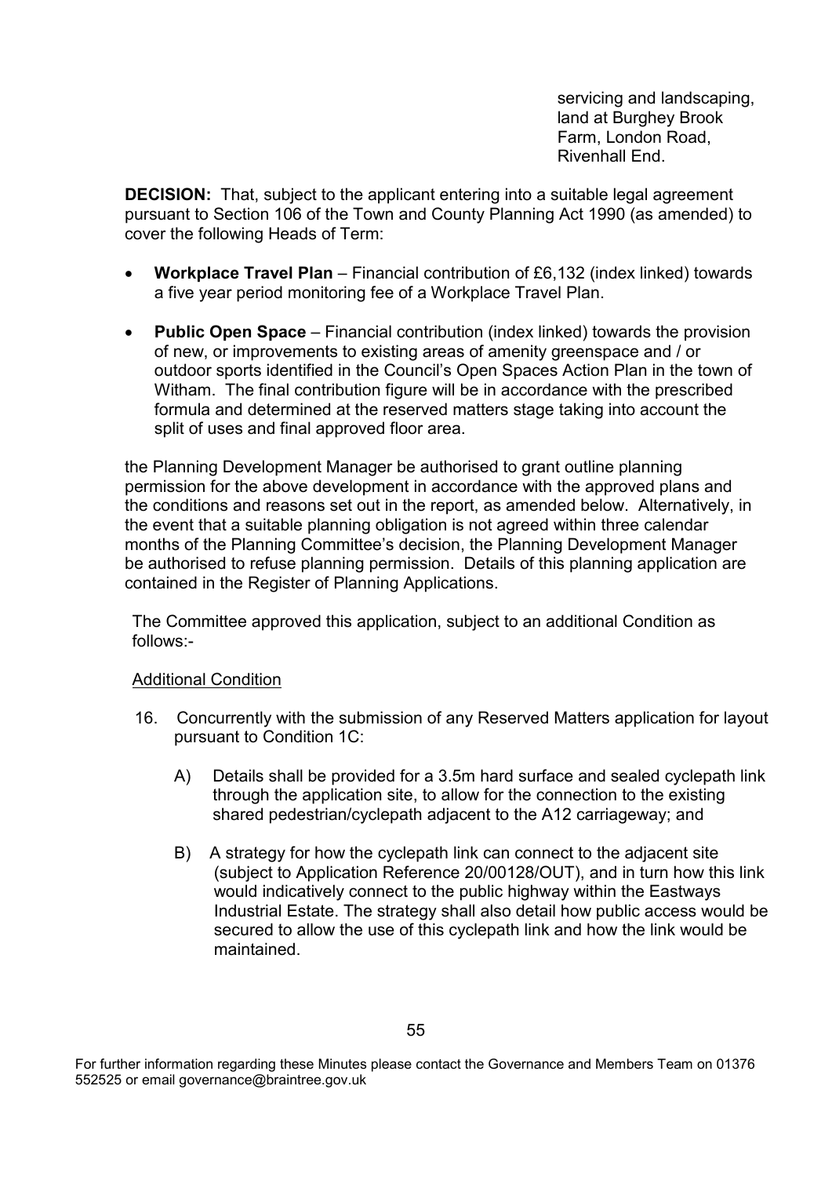servicing and landscaping, land at Burghey Brook Farm, London Road, Rivenhall End.

**DECISION:** That, subject to the applicant entering into a suitable legal agreement pursuant to Section 106 of the Town and County Planning Act 1990 (as amended) to cover the following Heads of Term:

- **Workplace Travel Plan** – Financial contribution of £6,132 (index linked) towards a five year period monitoring fee of a Workplace Travel Plan.
- **Public Open Space** – Financial contribution (index linked) towards the provision of new, or improvements to existing areas of amenity greenspace and / or outdoor sports identified in the Council's Open Spaces Action Plan in the town of Witham. The final contribution figure will be in accordance with the prescribed formula and determined at the reserved matters stage taking into account the split of uses and final approved floor area.

the Planning Development Manager be authorised to grant outline planning permission for the above development in accordance with the approved plans and the conditions and reasons set out in the report, as amended below. Alternatively, in the event that a suitable planning obligation is not agreed within three calendar months of the Planning Committee's decision, the Planning Development Manager be authorised to refuse planning permission. Details of this planning application are contained in the Register of Planning Applications.

The Committee approved this application, subject to an additional Condition as follows:-

Additional Condition

16. Concurrently with the submission of any Reserved Matters application for layout pursuant to Condition 1C:

    A) Details shall be provided for a 3.5m hard surface and sealed cyclepath link through the application site, to allow for the connection to the existing shared pedestrian/cyclepath adjacent to the A12 carriageway; and

    B) A strategy for how the cyclepath link can connect to the adjacent site (subject to Application Reference 20/00128/OUT), and in turn how this link would indicatively connect to the public highway within the Eastways Industrial Estate. The strategy shall also detail how public access would be secured to allow the use of this cyclepath link and how the link would be maintained.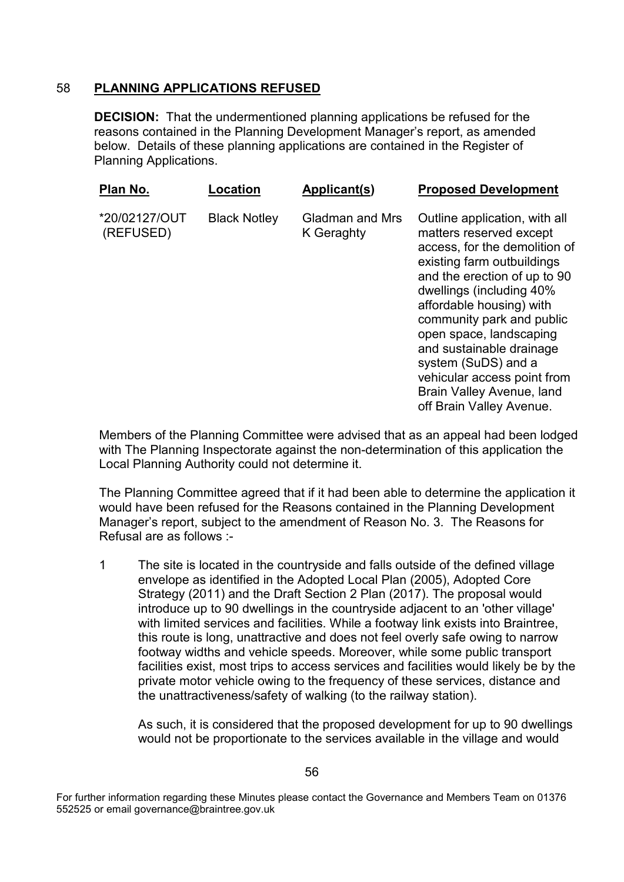## 58 PLANNING APPLICATIONS REFUSED

**DECISION:** That the undermentioned planning applications be refused for the reasons contained in the Planning Development Manager's report, as amended below. Details of these planning applications are contained in the Register of Planning Applications.

| Plan No. | Location | Applicant(s) | Proposed Development |
|---|---|---|---|
| *20/02127/OUT (REFUSED) | Black Notley | Gladman and Mrs K Geraghty | Outline application, with all matters reserved except access, for the demolition of existing farm outbuildings and the erection of up to 90 dwellings (including 40% affordable housing) with community park and public open space, landscaping and sustainable drainage system (SuDS) and a vehicular access point from Brain Valley Avenue, land off Brain Valley Avenue. |

Members of the Planning Committee were advised that as an appeal had been lodged with The Planning Inspectorate against the non-determination of this application the Local Planning Authority could not determine it.

The Planning Committee agreed that if it had been able to determine the application it would have been refused for the Reasons contained in the Planning Development Manager's report, subject to the amendment of Reason No. 3. The Reasons for Refusal are as follows :-

1. The site is located in the countryside and falls outside of the defined village envelope as identified in the Adopted Local Plan (2005), Adopted Core Strategy (2011) and the Draft Section 2 Plan (2017). The proposal would introduce up to 90 dwellings in the countryside adjacent to an 'other village' with limited services and facilities. While a footway link exists into Braintree, this route is long, unattractive and does not feel overly safe owing to narrow footway widths and vehicle speeds. Moreover, while some public transport facilities exist, most trips to access services and facilities would likely be by the private motor vehicle owing to the frequency of these services, distance and the unattractiveness/safety of walking (to the railway station).

   As such, it is considered that the proposed development for up to 90 dwellings would not be proportionate to the services available in the village and would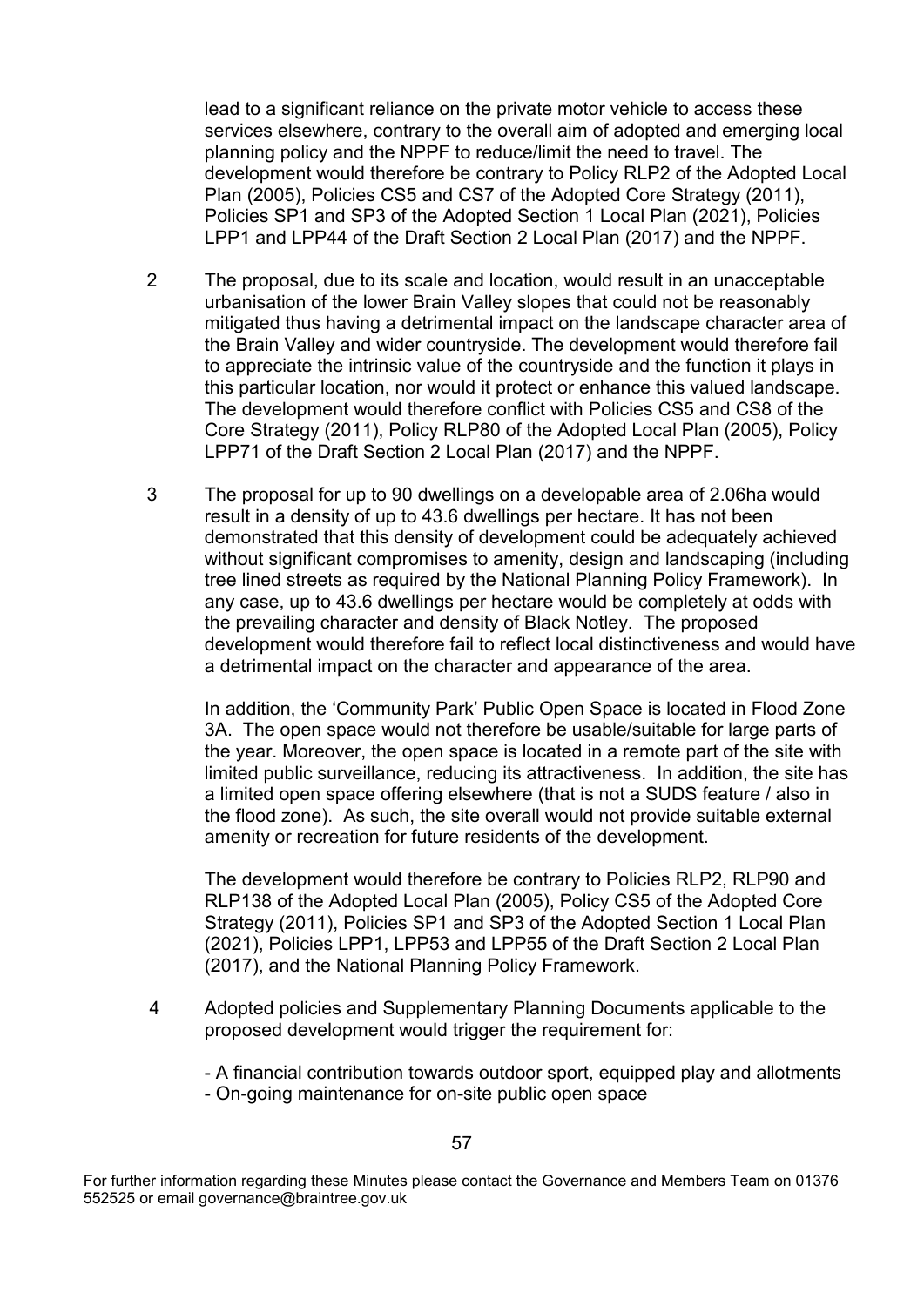lead to a significant reliance on the private motor vehicle to access these services elsewhere, contrary to the overall aim of adopted and emerging local planning policy and the NPPF to reduce/limit the need to travel. The development would therefore be contrary to Policy RLP2 of the Adopted Local Plan (2005), Policies CS5 and CS7 of the Adopted Core Strategy (2011), Policies SP1 and SP3 of the Adopted Section 1 Local Plan (2021), Policies LPP1 and LPP44 of the Draft Section 2 Local Plan (2017) and the NPPF.

2 The proposal, due to its scale and location, would result in an unacceptable urbanisation of the lower Brain Valley slopes that could not be reasonably mitigated thus having a detrimental impact on the landscape character area of the Brain Valley and wider countryside. The development would therefore fail to appreciate the intrinsic value of the countryside and the function it plays in this particular location, nor would it protect or enhance this valued landscape. The development would therefore conflict with Policies CS5 and CS8 of the Core Strategy (2011), Policy RLP80 of the Adopted Local Plan (2005), Policy LPP71 of the Draft Section 2 Local Plan (2017) and the NPPF.

3 The proposal for up to 90 dwellings on a developable area of 2.06ha would result in a density of up to 43.6 dwellings per hectare. It has not been demonstrated that this density of development could be adequately achieved without significant compromises to amenity, design and landscaping (including tree lined streets as required by the National Planning Policy Framework). In any case, up to 43.6 dwellings per hectare would be completely at odds with the prevailing character and density of Black Notley. The proposed development would therefore fail to reflect local distinctiveness and would have a detrimental impact on the character and appearance of the area.

In addition, the 'Community Park' Public Open Space is located in Flood Zone 3A. The open space would not therefore be usable/suitable for large parts of the year. Moreover, the open space is located in a remote part of the site with limited public surveillance, reducing its attractiveness. In addition, the site has a limited open space offering elsewhere (that is not a SUDS feature / also in the flood zone). As such, the site overall would not provide suitable external amenity or recreation for future residents of the development.

The development would therefore be contrary to Policies RLP2, RLP90 and RLP138 of the Adopted Local Plan (2005), Policy CS5 of the Adopted Core Strategy (2011), Policies SP1 and SP3 of the Adopted Section 1 Local Plan (2021), Policies LPP1, LPP53 and LPP55 of the Draft Section 2 Local Plan (2017), and the National Planning Policy Framework.

4 Adopted policies and Supplementary Planning Documents applicable to the proposed development would trigger the requirement for:

- A financial contribution towards outdoor sport, equipped play and allotments
- On-going maintenance for on-site public open space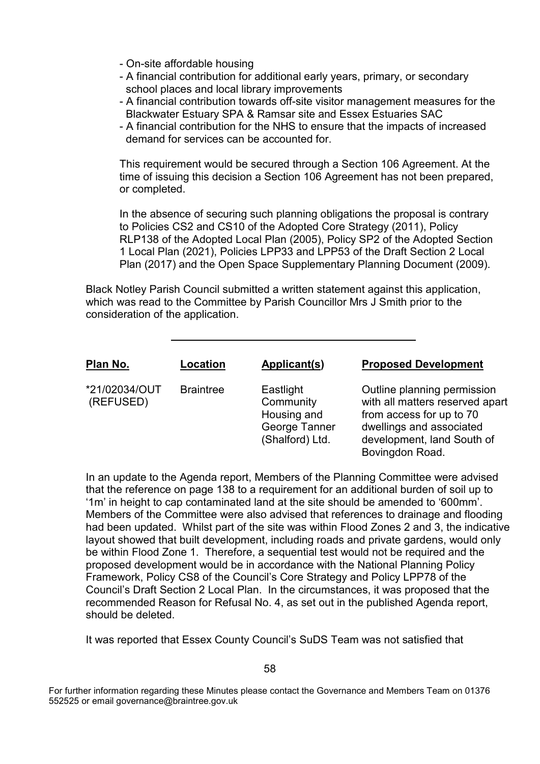- On-site affordable housing
- A financial contribution for additional early years, primary, or secondary school places and local library improvements
- A financial contribution towards off-site visitor management measures for the Blackwater Estuary SPA & Ramsar site and Essex Estuaries SAC
- A financial contribution for the NHS to ensure that the impacts of increased demand for services can be accounted for.

This requirement would be secured through a Section 106 Agreement. At the time of issuing this decision a Section 106 Agreement has not been prepared, or completed.

In the absence of securing such planning obligations the proposal is contrary to Policies CS2 and CS10 of the Adopted Core Strategy (2011), Policy RLP138 of the Adopted Local Plan (2005), Policy SP2 of the Adopted Section 1 Local Plan (2021), Policies LPP33 and LPP53 of the Draft Section 2 Local Plan (2017) and the Open Space Supplementary Planning Document (2009).

Black Notley Parish Council submitted a written statement against this application, which was read to the Committee by Parish Councillor Mrs J Smith prior to the consideration of the application.

---

| **Plan No.** | **Location** | **Applicant(s)** | **Proposed Development** |
|---|---|---|---|
| *21/02034/OUT (REFUSED) | Braintree | Eastlight Community Housing and George Tanner (Shalford) Ltd. | Outline planning permission with all matters reserved apart from access for up to 70 dwellings and associated development, land South of Bovingdon Road. |

In an update to the Agenda report, Members of the Planning Committee were advised that the reference on page 138 to a requirement for an additional burden of soil up to '1m' in height to cap contaminated land at the site should be amended to '600mm'. Members of the Committee were also advised that references to drainage and flooding had been updated. Whilst part of the site was within Flood Zones 2 and 3, the indicative layout showed that built development, including roads and private gardens, would only be within Flood Zone 1. Therefore, a sequential test would not be required and the proposed development would be in accordance with the National Planning Policy Framework, Policy CS8 of the Council's Core Strategy and Policy LPP78 of the Council's Draft Section 2 Local Plan. In the circumstances, it was proposed that the recommended Reason for Refusal No. 4, as set out in the published Agenda report, should be deleted.

It was reported that Essex County Council's SuDS Team was not satisfied that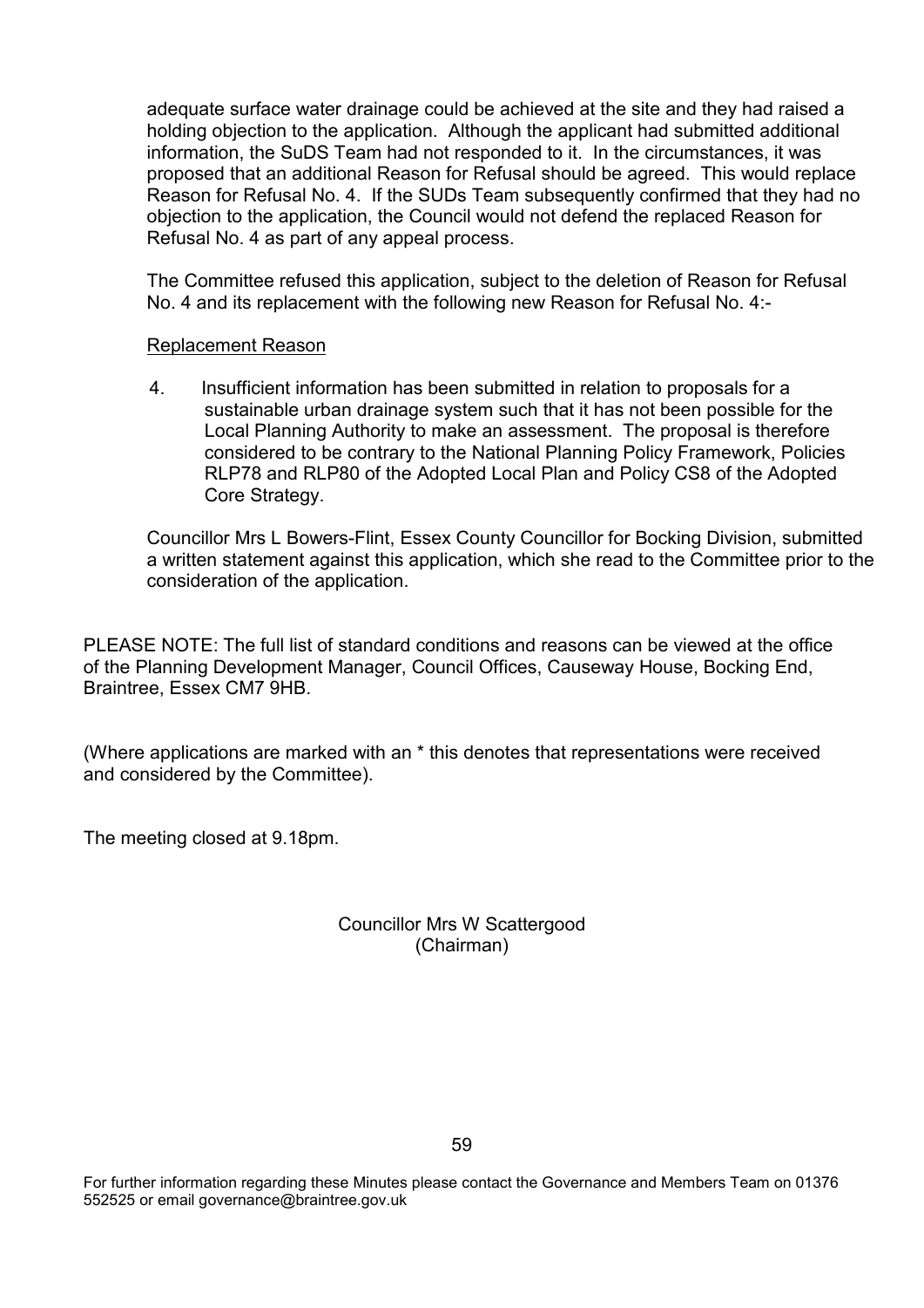adequate surface water drainage could be achieved at the site and they had raised a holding objection to the application. Although the applicant had submitted additional information, the SuDS Team had not responded to it. In the circumstances, it was proposed that an additional Reason for Refusal should be agreed. This would replace Reason for Refusal No. 4. If the SUDs Team subsequently confirmed that they had no objection to the application, the Council would not defend the replaced Reason for Refusal No. 4 as part of any appeal process.

The Committee refused this application, subject to the deletion of Reason for Refusal No. 4 and its replacement with the following new Reason for Refusal No. 4:-

<u>Replacement Reason</u>

4. Insufficient information has been submitted in relation to proposals for a sustainable urban drainage system such that it has not been possible for the Local Planning Authority to make an assessment. The proposal is therefore considered to be contrary to the National Planning Policy Framework, Policies RLP78 and RLP80 of the Adopted Local Plan and Policy CS8 of the Adopted Core Strategy.

Councillor Mrs L Bowers-Flint, Essex County Councillor for Bocking Division, submitted a written statement against this application, which she read to the Committee prior to the consideration of the application.

PLEASE NOTE: The full list of standard conditions and reasons can be viewed at the office of the Planning Development Manager, Council Offices, Causeway House, Bocking End, Braintree, Essex CM7 9HB.

(Where applications are marked with an * this denotes that representations were received and considered by the Committee).

The meeting closed at 9.18pm.

Councillor Mrs W Scattergood
(Chairman)

For further information regarding these Minutes please contact the Governance and Members Team on 01376 552525 or email governance@braintree.gov.uk